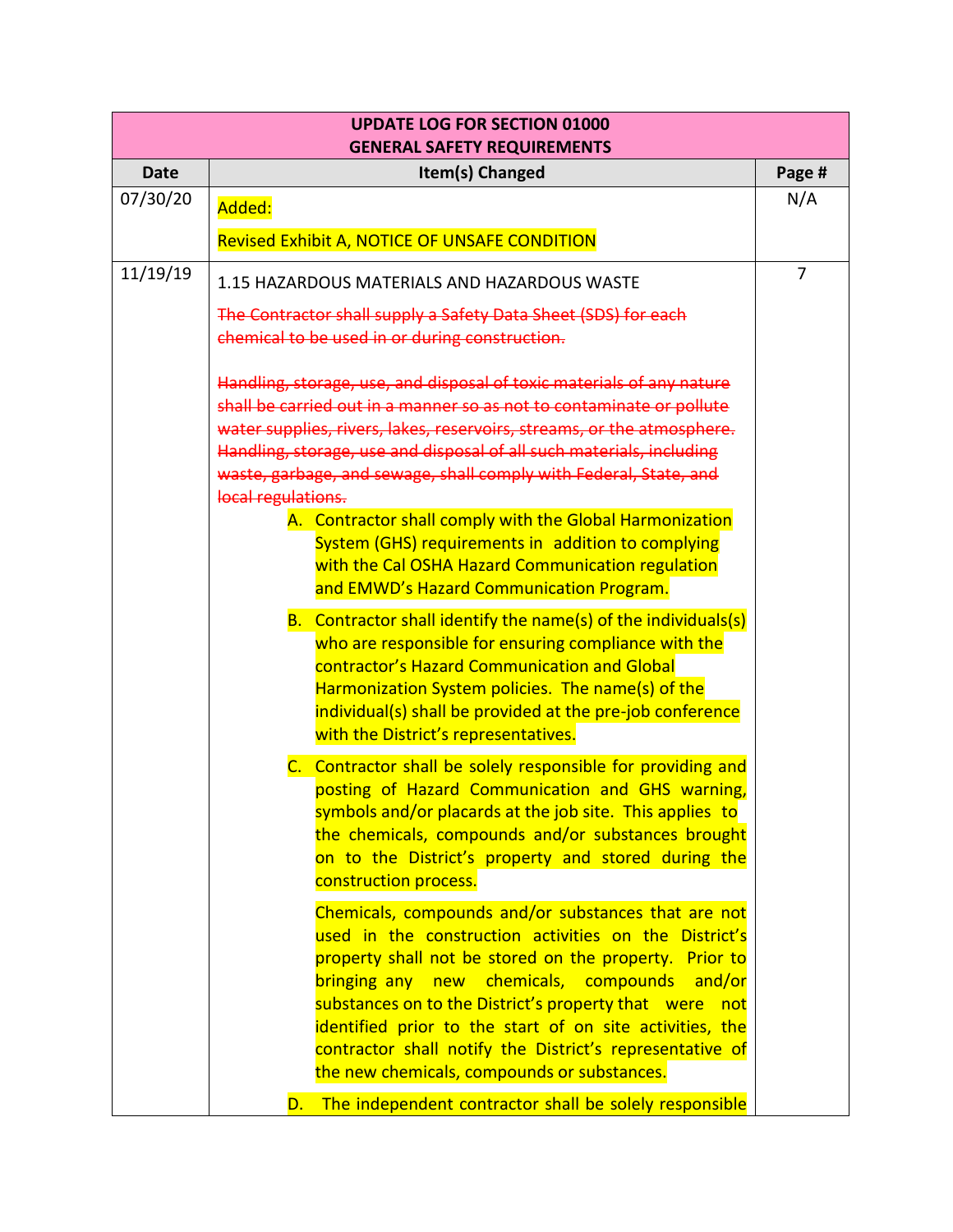| UPDATE LOG FOR SECTION 01000<br>GENERAL SAFETY REQUIREMENTS | | |
|---|---|---|
| **Date** | **Item(s) Changed** | **Page #** |
| 07/30/20 | Added:<br><br>Revised Exhibit A, NOTICE OF UNSAFE CONDITION | N/A |
| 11/19/19 | 1.15 HAZARDOUS MATERIALS AND HAZARDOUS WASTE<br><br>~~The Contractor shall supply a Safety Data Sheet (SDS) for each chemical to be used in or during construction.~~<br><br>~~Handling, storage, use, and disposal of toxic materials of any nature shall be carried out in a manner so as not to contaminate or pollute water supplies, rivers, lakes, reservoirs, streams, or the atmosphere. Handling, storage, use and disposal of all such materials, including waste, garbage, and sewage, shall comply with Federal, State, and local regulations.~~<br><br>A. Contractor shall comply with the Global Harmonization System (GHS) requirements in addition to complying with the Cal OSHA Hazard Communication regulation and EMWD's Hazard Communication Program.<br><br>B. Contractor shall identify the name(s) of the individuals(s) who are responsible for ensuring compliance with the contractor's Hazard Communication and Global Harmonization System policies. The name(s) of the individual(s) shall be provided at the pre-job conference with the District's representatives.<br><br>C. Contractor shall be solely responsible for providing and posting of Hazard Communication and GHS warning, symbols and/or placards at the job site. This applies to the chemicals, compounds and/or substances brought on to the District's property and stored during the construction process.<br><br>Chemicals, compounds and/or substances that are not used in the construction activities on the District's property shall not be stored on the property. Prior to bringing any new chemicals, compounds and/or substances on to the District's property that were not identified prior to the start of on site activities, the contractor shall notify the District's representative of the new chemicals, compounds or substances.<br><br>D. The independent contractor shall be solely responsible | 7 |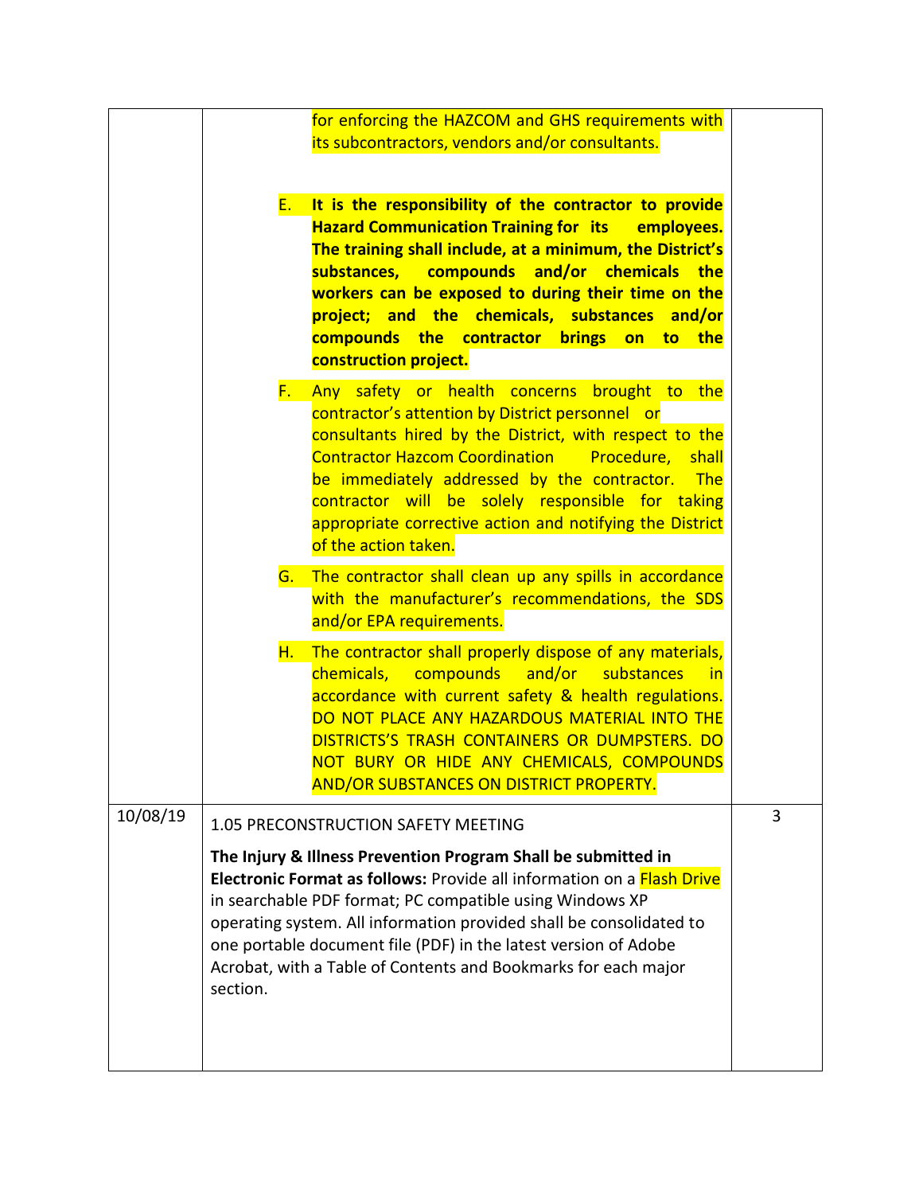| | | |
|---|---|---|
| | for enforcing the HAZCOM and GHS requirements with its subcontractors, vendors and/or consultants.<br><br>E. **It is the responsibility of the contractor to provide Hazard Communication Training for its employees. The training shall include, at a minimum, the District's substances, compounds and/or chemicals the workers can be exposed to during their time on the project; and the chemicals, substances and/or compounds the contractor brings on to the construction project.**<br><br>F. Any safety or health concerns brought to the contractor's attention by District personnel or consultants hired by the District, with respect to the Contractor Hazcom Coordination Procedure, shall be immediately addressed by the contractor. The contractor will be solely responsible for taking appropriate corrective action and notifying the District of the action taken.<br><br>G. The contractor shall clean up any spills in accordance with the manufacturer's recommendations, the SDS and/or EPA requirements.<br><br>H. The contractor shall properly dispose of any materials, chemicals, compounds and/or substances in accordance with current safety & health regulations. DO NOT PLACE ANY HAZARDOUS MATERIAL INTO THE DISTRICTS'S TRASH CONTAINERS OR DUMPSTERS. DO NOT BURY OR HIDE ANY CHEMICALS, COMPOUNDS AND/OR SUBSTANCES ON DISTRICT PROPERTY. | |
| 10/08/19 | 1.05 PRECONSTRUCTION SAFETY MEETING<br><br>**The Injury & Illness Prevention Program Shall be submitted in Electronic Format as follows:** Provide all information on a Flash Drive in searchable PDF format; PC compatible using Windows XP operating system. All information provided shall be consolidated to one portable document file (PDF) in the latest version of Adobe Acrobat, with a Table of Contents and Bookmarks for each major section. | 3 |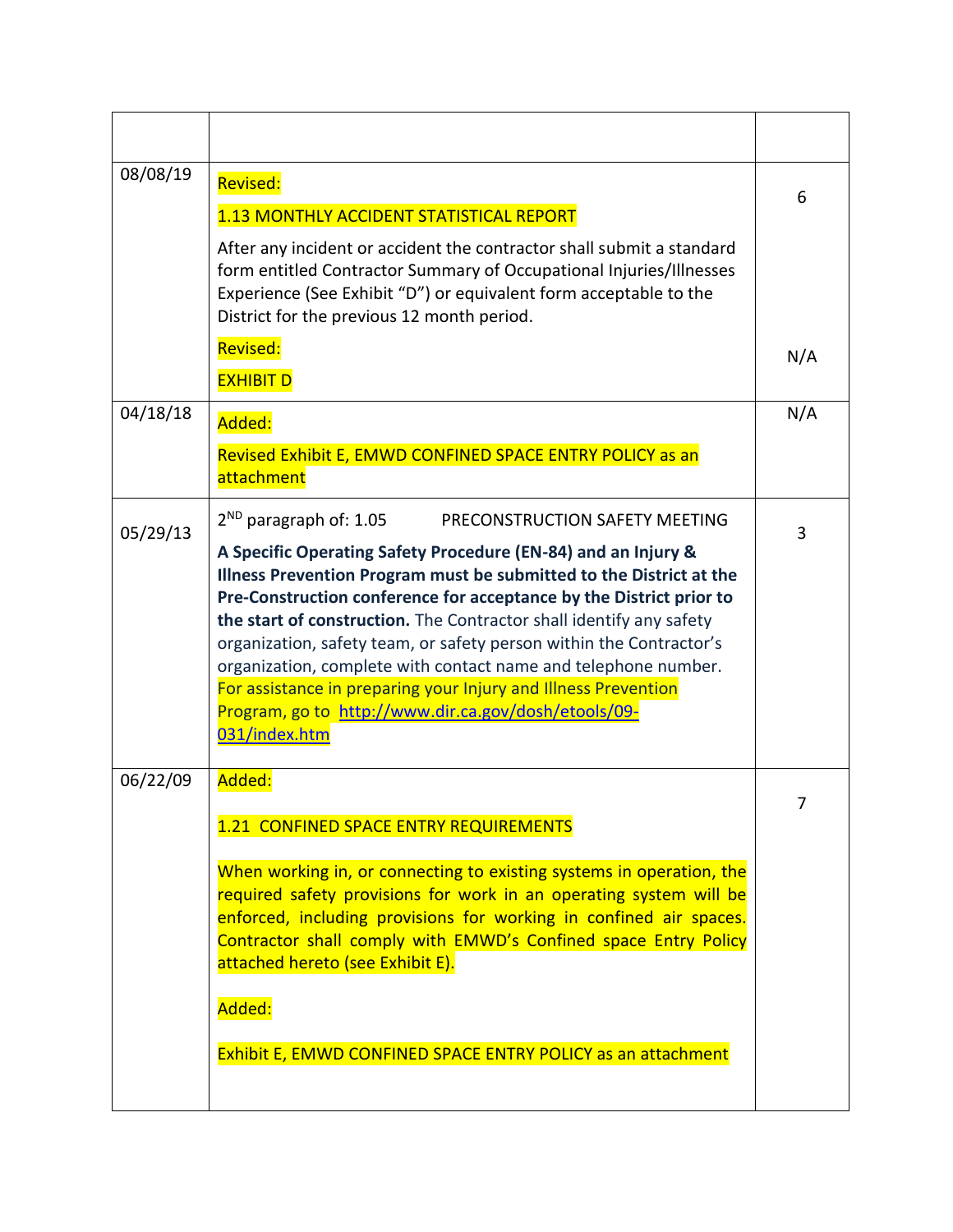| | | |
|---|---|---|
| 08/08/19 | Revised:<br><br>1.13 MONTHLY ACCIDENT STATISTICAL REPORT<br><br>After any incident or accident the contractor shall submit a standard form entitled Contractor Summary of Occupational Injuries/Illnesses Experience (See Exhibit "D") or equivalent form acceptable to the District for the previous 12 month period.<br><br>Revised:<br><br>EXHIBIT D | 6<br><br><br><br><br><br><br>N/A |
| 04/18/18 | Added:<br><br>Revised Exhibit E, EMWD CONFINED SPACE ENTRY POLICY as an attachment | N/A |
| 05/29/13 | 2[ND] paragraph of: 1.05 PRECONSTRUCTION SAFETY MEETING<br><br>**A Specific Operating Safety Procedure (EN-84) and an Injury & Illness Prevention Program must be submitted to the District at the Pre-Construction conference for acceptance by the District prior to the start of construction.** The Contractor shall identify any safety organization, safety team, or safety person within the Contractor's organization, complete with contact name and telephone number. For assistance in preparing your Injury and Illness Prevention Program, go to http://www.dir.ca.gov/dosh/etools/09-031/index.htm | 3 |
| 06/22/09 | Added:<br><br>1.21 CONFINED SPACE ENTRY REQUIREMENTS<br><br>When working in, or connecting to existing systems in operation, the required safety provisions for work in an operating system will be enforced, including provisions for working in confined air spaces. Contractor shall comply with EMWD's Confined space Entry Policy attached hereto (see Exhibit E).<br><br>Added:<br><br>Exhibit E, EMWD CONFINED SPACE ENTRY POLICY as an attachment | 7 |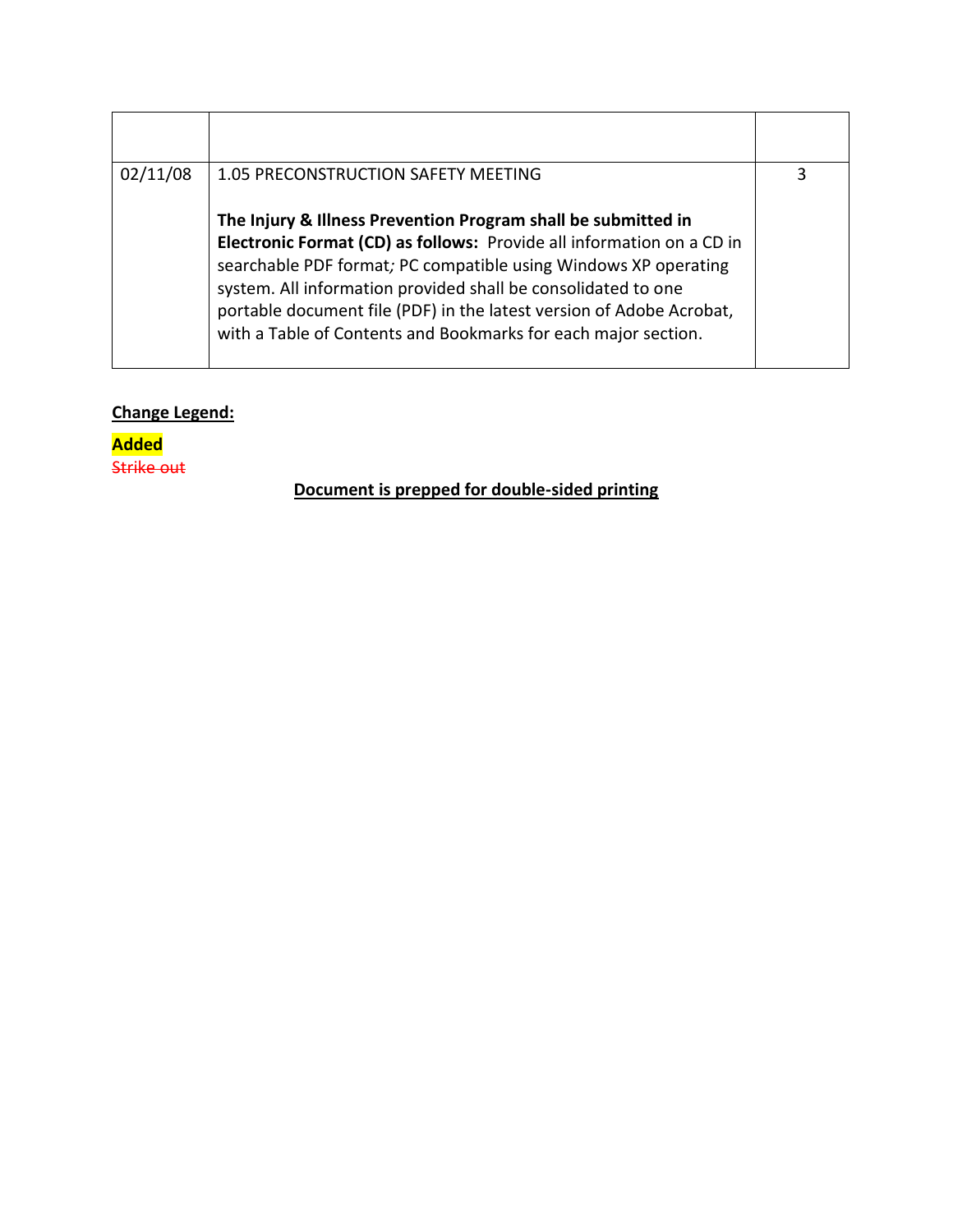| | | |
|---|---|---|
| | | |
| 02/11/08 | 1.05 PRECONSTRUCTION SAFETY MEETING<br><br>**The Injury & Illness Prevention Program shall be submitted in Electronic Format (CD) as follows:** Provide all information on a CD in searchable PDF format*;* PC compatible using Windows XP operating system. All information provided shall be consolidated to one portable document file (PDF) in the latest version of Adobe Acrobat, with a Table of Contents and Bookmarks for each major section. | 3 |

**Change Legend:**

**Added**
~~Strike out~~

**Document is prepped for double-sided printing**